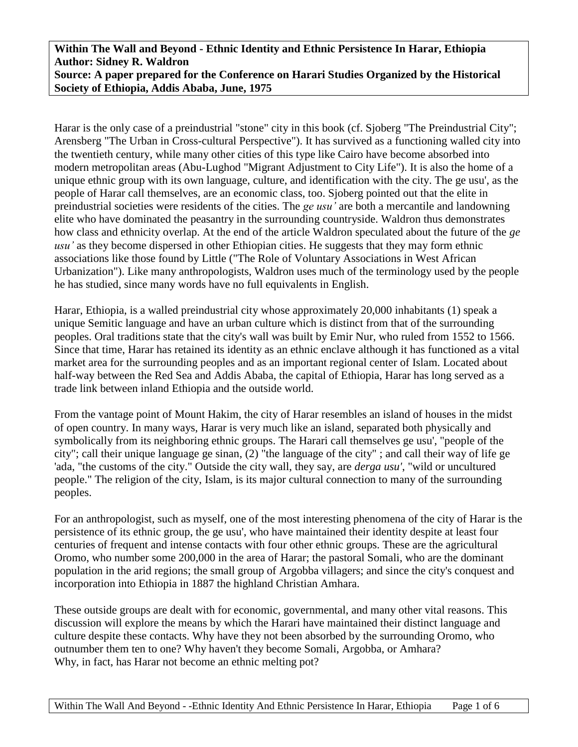**Within The Wall and Beyond - Ethnic Identity and Ethnic Persistence In Harar, Ethiopia**
**Author: Sidney R. Waldron**
**Source: A paper prepared for the Conference on Harari Studies Organized by the Historical Society of Ethiopia, Addis Ababa, June, 1975**

Harar is the only case of a preindustrial "stone" city in this book (cf. Sjoberg "The Preindustrial City"; Arensberg "The Urban in Cross-cultural Perspective"). It has survived as a functioning walled city into the twentieth century, while many other cities of this type like Cairo have become absorbed into modern metropolitan areas (Abu-Lughod "Migrant Adjustment to City Life"). It is also the home of a unique ethnic group with its own language, culture, and identification with the city. The ge usu', as the people of Harar call themselves, are an economic class, too. Sjoberg pointed out that the elite in preindustrial societies were residents of the cities. The *ge usu'* are both a mercantile and landowning elite who have dominated the peasantry in the surrounding countryside. Waldron thus demonstrates how class and ethnicity overlap. At the end of the article Waldron speculated about the future of the *ge usu'* as they become dispersed in other Ethiopian cities. He suggests that they may form ethnic associations like those found by Little ("The Role of Voluntary Associations in West African Urbanization"). Like many anthropologists, Waldron uses much of the terminology used by the people he has studied, since many words have no full equivalents in English.

Harar, Ethiopia, is a walled preindustrial city whose approximately 20,000 inhabitants (1) speak a unique Semitic language and have an urban culture which is distinct from that of the surrounding peoples. Oral traditions state that the city's wall was built by Emir Nur, who ruled from 1552 to 1566. Since that time, Harar has retained its identity as an ethnic enclave although it has functioned as a vital market area for the surrounding peoples and as an important regional center of Islam. Located about half-way between the Red Sea and Addis Ababa, the capital of Ethiopia, Harar has long served as a trade link between inland Ethiopia and the outside world.

From the vantage point of Mount Hakim, the city of Harar resembles an island of houses in the midst of open country. In many ways, Harar is very much like an island, separated both physically and symbolically from its neighboring ethnic groups. The Harari call themselves ge usu', "people of the city"; call their unique language ge sinan, (2) "the language of the city" ; and call their way of life ge 'ada, "the customs of the city." Outside the city wall, they say, are *derga usu'*, "wild or uncultured people." The religion of the city, Islam, is its major cultural connection to many of the surrounding peoples.

For an anthropologist, such as myself, one of the most interesting phenomena of the city of Harar is the persistence of its ethnic group, the ge usu', who have maintained their identity despite at least four centuries of frequent and intense contacts with four other ethnic groups. These are the agricultural Oromo, who number some 200,000 in the area of Harar; the pastoral Somali, who are the dominant population in the arid regions; the small group of Argobba villagers; and since the city's conquest and incorporation into Ethiopia in 1887 the highland Christian Amhara.

These outside groups are dealt with for economic, governmental, and many other vital reasons. This discussion will explore the means by which the Harari have maintained their distinct language and culture despite these contacts. Why have they not been absorbed by the surrounding Oromo, who outnumber them ten to one? Why haven't they become Somali, Argobba, or Amhara?
Why, in fact, has Harar not become an ethnic melting pot?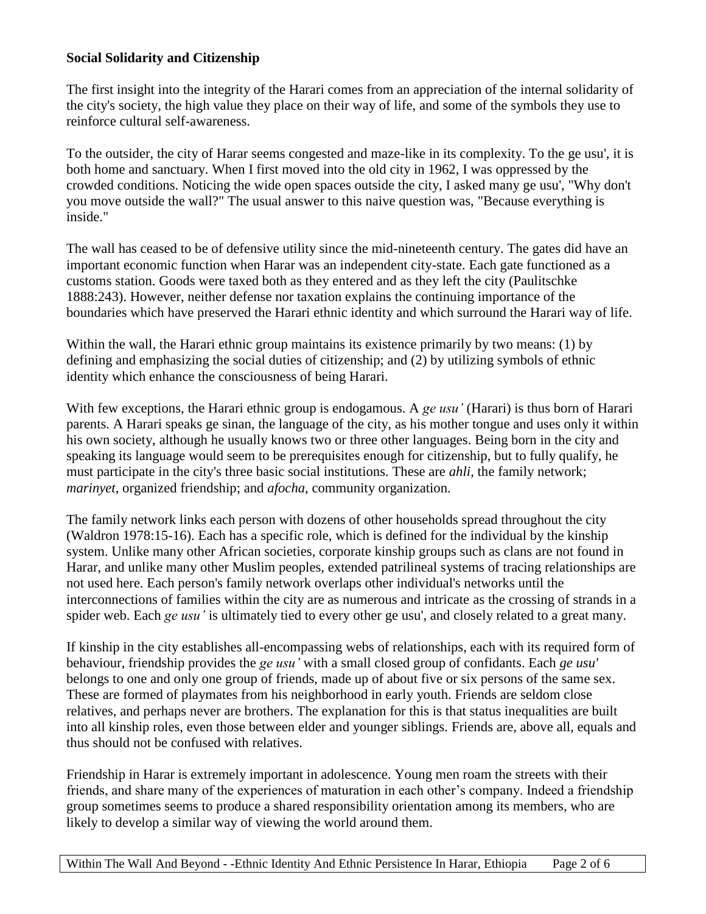**Social Solidarity and Citizenship**

The first insight into the integrity of the Harari comes from an appreciation of the internal solidarity of the city's society, the high value they place on their way of life, and some of the symbols they use to reinforce cultural self-awareness.

To the outsider, the city of Harar seems congested and maze-like in its complexity. To the ge usu', it is both home and sanctuary. When I first moved into the old city in 1962, I was oppressed by the crowded conditions. Noticing the wide open spaces outside the city, I asked many ge usu', "Why don't you move outside the wall?" The usual answer to this naive question was, "Because everything is inside."

The wall has ceased to be of defensive utility since the mid-nineteenth century. The gates did have an important economic function when Harar was an independent city-state. Each gate functioned as a customs station. Goods were taxed both as they entered and as they left the city (Paulitschke 1888:243). However, neither defense nor taxation explains the continuing importance of the boundaries which have preserved the Harari ethnic identity and which surround the Harari way of life.

Within the wall, the Harari ethnic group maintains its existence primarily by two means: (1) by defining and emphasizing the social duties of citizenship; and (2) by utilizing symbols of ethnic identity which enhance the consciousness of being Harari.

With few exceptions, the Harari ethnic group is endogamous. A *ge usu'* (Harari) is thus born of Harari parents. A Harari speaks ge sinan, the language of the city, as his mother tongue and uses only it within his own society, although he usually knows two or three other languages. Being born in the city and speaking its language would seem to be prerequisites enough for citizenship, but to fully qualify, he must participate in the city's three basic social institutions. These are *ahli*, the family network; *marinyet*, organized friendship; and *afocha*, community organization.

The family network links each person with dozens of other households spread throughout the city (Waldron 1978:15-16). Each has a specific role, which is defined for the individual by the kinship system. Unlike many other African societies, corporate kinship groups such as clans are not found in Harar, and unlike many other Muslim peoples, extended patrilineal systems of tracing relationships are not used here. Each person's family network overlaps other individual's networks until the interconnections of families within the city are as numerous and intricate as the crossing of strands in a spider web. Each *ge usu'* is ultimately tied to every other ge usu', and closely related to a great many.

If kinship in the city establishes all-encompassing webs of relationships, each with its required form of behaviour, friendship provides the *ge usu'* with a small closed group of confidants. Each *ge usu'* belongs to one and only one group of friends, made up of about five or six persons of the same sex. These are formed of playmates from his neighborhood in early youth. Friends are seldom close relatives, and perhaps never are brothers. The explanation for this is that status inequalities are built into all kinship roles, even those between elder and younger siblings. Friends are, above all, equals and thus should not be confused with relatives.

Friendship in Harar is extremely important in adolescence. Young men roam the streets with their friends, and share many of the experiences of maturation in each other's company. Indeed a friendship group sometimes seems to produce a shared responsibility orientation among its members, who are likely to develop a similar way of viewing the world around them.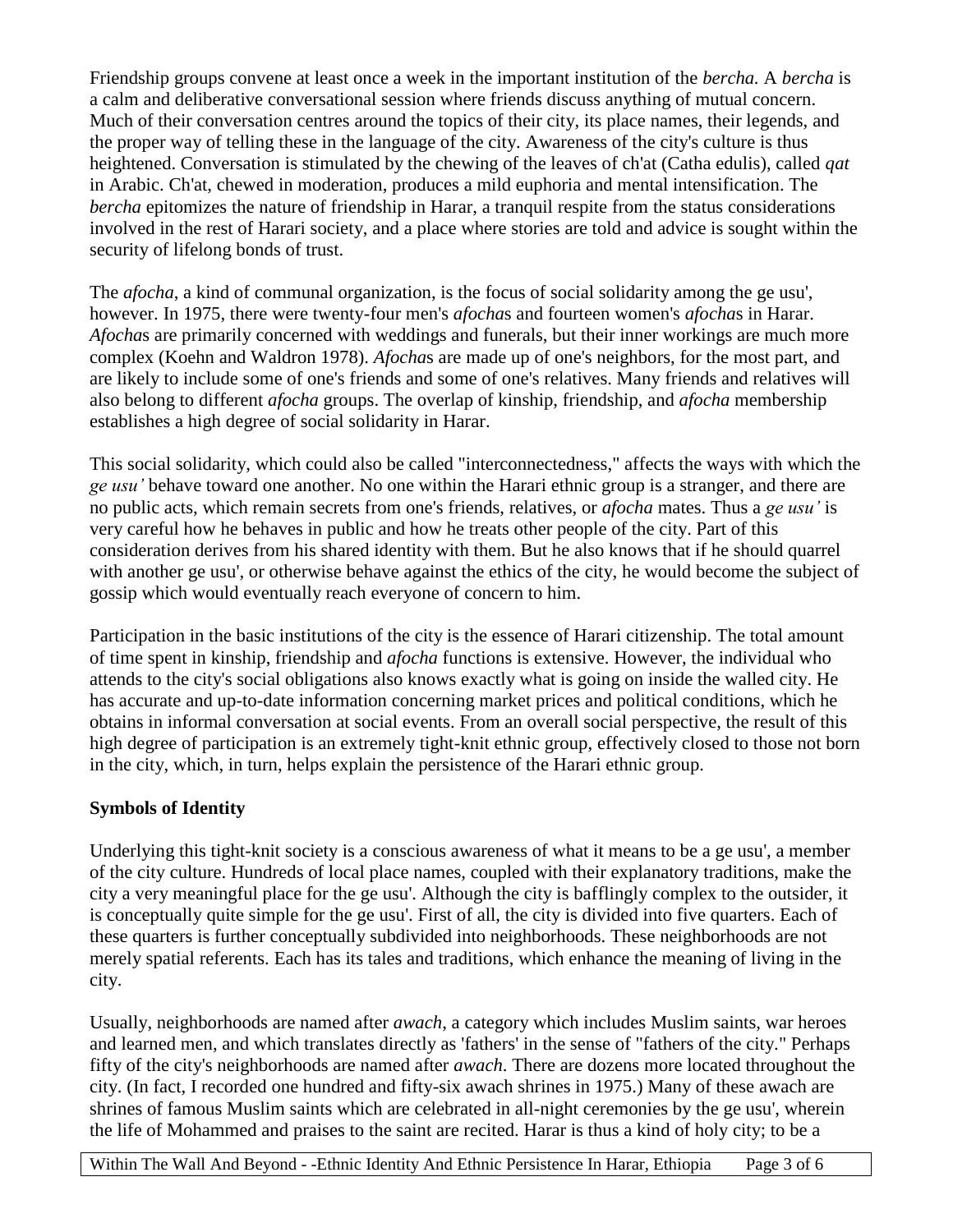Friendship groups convene at least once a week in the important institution of the *bercha.* A *bercha* is a calm and deliberative conversational session where friends discuss anything of mutual concern. Much of their conversation centres around the topics of their city, its place names, their legends, and the proper way of telling these in the language of the city. Awareness of the city's culture is thus heightened. Conversation is stimulated by the chewing of the leaves of ch'at (Catha edulis), called *qat* in Arabic. Ch'at, chewed in moderation, produces a mild euphoria and mental intensification. The *bercha* epitomizes the nature of friendship in Harar, a tranquil respite from the status considerations involved in the rest of Harari society, and a place where stories are told and advice is sought within the security of lifelong bonds of trust.

The *afocha*, a kind of communal organization, is the focus of social solidarity among the ge usu', however. In 1975, there were twenty-four men's *afocha*s and fourteen women's *afocha*s in Harar. *Afocha*s are primarily concerned with weddings and funerals, but their inner workings are much more complex (Koehn and Waldron 1978). *Afocha*s are made up of one's neighbors, for the most part, and are likely to include some of one's friends and some of one's relatives. Many friends and relatives will also belong to different *afocha* groups. The overlap of kinship, friendship, and *afocha* membership establishes a high degree of social solidarity in Harar.

This social solidarity, which could also be called "interconnectedness," affects the ways with which the *ge usu'* behave toward one another. No one within the Harari ethnic group is a stranger, and there are no public acts, which remain secrets from one's friends, relatives, or *afocha* mates. Thus a *ge usu'* is very careful how he behaves in public and how he treats other people of the city. Part of this consideration derives from his shared identity with them. But he also knows that if he should quarrel with another ge usu', or otherwise behave against the ethics of the city, he would become the subject of gossip which would eventually reach everyone of concern to him.

Participation in the basic institutions of the city is the essence of Harari citizenship. The total amount of time spent in kinship, friendship and *afocha* functions is extensive. However, the individual who attends to the city's social obligations also knows exactly what is going on inside the walled city. He has accurate and up-to-date information concerning market prices and political conditions, which he obtains in informal conversation at social events. From an overall social perspective, the result of this high degree of participation is an extremely tight-knit ethnic group, effectively closed to those not born in the city, which, in turn, helps explain the persistence of the Harari ethnic group.

**Symbols of Identity**

Underlying this tight-knit society is a conscious awareness of what it means to be a ge usu', a member of the city culture. Hundreds of local place names, coupled with their explanatory traditions, make the city a very meaningful place for the ge usu'. Although the city is bafflingly complex to the outsider, it is conceptually quite simple for the ge usu'. First of all, the city is divided into five quarters. Each of these quarters is further conceptually subdivided into neighborhoods. These neighborhoods are not merely spatial referents. Each has its tales and traditions, which enhance the meaning of living in the city.

Usually, neighborhoods are named after *awach*, a category which includes Muslim saints, war heroes and learned men, and which translates directly as 'fathers' in the sense of "fathers of the city." Perhaps fifty of the city's neighborhoods are named after *awach.* There are dozens more located throughout the city. (In fact, I recorded one hundred and fifty-six awach shrines in 1975.) Many of these awach are shrines of famous Muslim saints which are celebrated in all-night ceremonies by the ge usu', wherein the life of Mohammed and praises to the saint are recited. Harar is thus a kind of holy city; to be a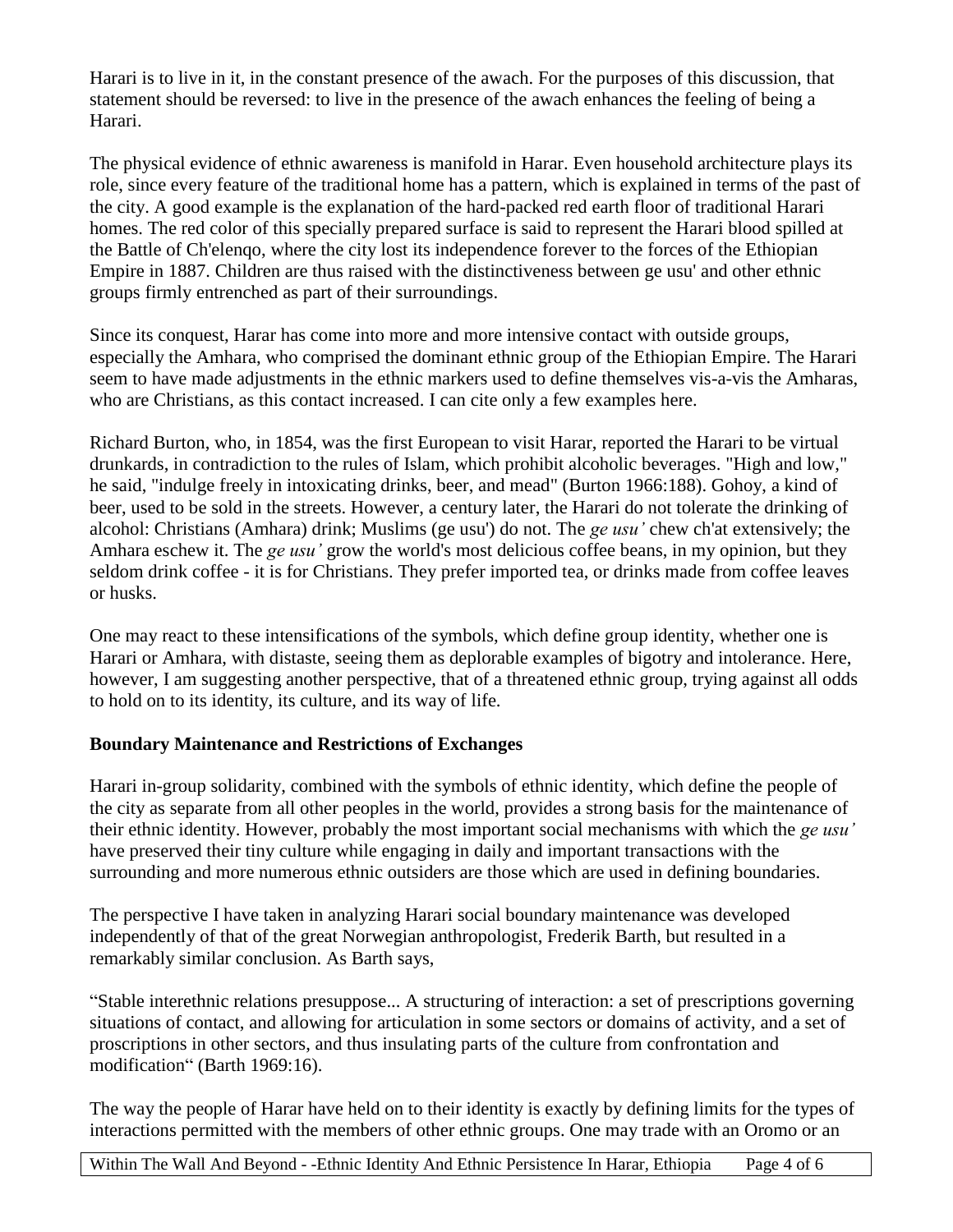Harari is to live in it, in the constant presence of the awach. For the purposes of this discussion, that statement should be reversed: to live in the presence of the awach enhances the feeling of being a Harari.

The physical evidence of ethnic awareness is manifold in Harar. Even household architecture plays its role, since every feature of the traditional home has a pattern, which is explained in terms of the past of the city. A good example is the explanation of the hard-packed red earth floor of traditional Harari homes. The red color of this specially prepared surface is said to represent the Harari blood spilled at the Battle of Ch'elenqo, where the city lost its independence forever to the forces of the Ethiopian Empire in 1887. Children are thus raised with the distinctiveness between ge usu' and other ethnic groups firmly entrenched as part of their surroundings.

Since its conquest, Harar has come into more and more intensive contact with outside groups, especially the Amhara, who comprised the dominant ethnic group of the Ethiopian Empire. The Harari seem to have made adjustments in the ethnic markers used to define themselves vis-a-vis the Amharas, who are Christians, as this contact increased. I can cite only a few examples here.

Richard Burton, who, in 1854, was the first European to visit Harar, reported the Harari to be virtual drunkards, in contradiction to the rules of Islam, which prohibit alcoholic beverages. "High and low," he said, "indulge freely in intoxicating drinks, beer, and mead" (Burton 1966:188). Gohoy, a kind of beer, used to be sold in the streets. However, a century later, the Harari do not tolerate the drinking of alcohol: Christians (Amhara) drink; Muslims (ge usu') do not. The *ge usu'* chew ch'at extensively; the Amhara eschew it. The *ge usu'* grow the world's most delicious coffee beans, in my opinion, but they seldom drink coffee - it is for Christians. They prefer imported tea, or drinks made from coffee leaves or husks.

One may react to these intensifications of the symbols, which define group identity, whether one is Harari or Amhara, with distaste, seeing them as deplorable examples of bigotry and intolerance. Here, however, I am suggesting another perspective, that of a threatened ethnic group, trying against all odds to hold on to its identity, its culture, and its way of life.

## Boundary Maintenance and Restrictions of Exchanges

Harari in-group solidarity, combined with the symbols of ethnic identity, which define the people of the city as separate from all other peoples in the world, provides a strong basis for the maintenance of their ethnic identity. However, probably the most important social mechanisms with which the *ge usu'* have preserved their tiny culture while engaging in daily and important transactions with the surrounding and more numerous ethnic outsiders are those which are used in defining boundaries.

The perspective I have taken in analyzing Harari social boundary maintenance was developed independently of that of the great Norwegian anthropologist, Frederik Barth, but resulted in a remarkably similar conclusion. As Barth says,

"Stable interethnic relations presuppose... A structuring of interaction: a set of prescriptions governing situations of contact, and allowing for articulation in some sectors or domains of activity, and a set of proscriptions in other sectors, and thus insulating parts of the culture from confrontation and modification" (Barth 1969:16).

The way the people of Harar have held on to their identity is exactly by defining limits for the types of interactions permitted with the members of other ethnic groups. One may trade with an Oromo or an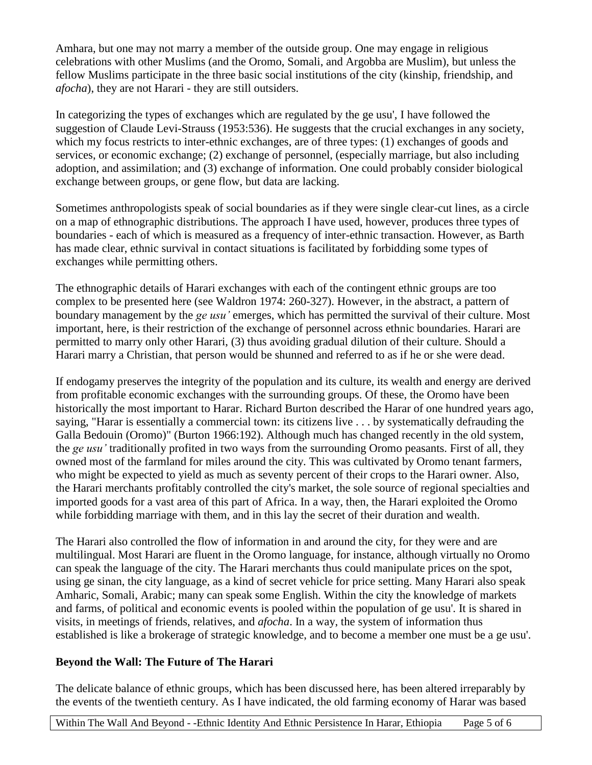Amhara, but one may not marry a member of the outside group. One may engage in religious celebrations with other Muslims (and the Oromo, Somali, and Argobba are Muslim), but unless the fellow Muslims participate in the three basic social institutions of the city (kinship, friendship, and *afocha*), they are not Harari - they are still outsiders.

In categorizing the types of exchanges which are regulated by the ge usu', I have followed the suggestion of Claude Levi-Strauss (1953:536). He suggests that the crucial exchanges in any society, which my focus restricts to inter-ethnic exchanges, are of three types: (1) exchanges of goods and services, or economic exchange; (2) exchange of personnel, (especially marriage, but also including adoption, and assimilation; and (3) exchange of information. One could probably consider biological exchange between groups, or gene flow, but data are lacking.

Sometimes anthropologists speak of social boundaries as if they were single clear-cut lines, as a circle on a map of ethnographic distributions. The approach I have used, however, produces three types of boundaries - each of which is measured as a frequency of inter-ethnic transaction. However, as Barth has made clear, ethnic survival in contact situations is facilitated by forbidding some types of exchanges while permitting others.

The ethnographic details of Harari exchanges with each of the contingent ethnic groups are too complex to be presented here (see Waldron 1974: 260-327). However, in the abstract, a pattern of boundary management by the *ge usu'* emerges, which has permitted the survival of their culture. Most important, here, is their restriction of the exchange of personnel across ethnic boundaries. Harari are permitted to marry only other Harari, (3) thus avoiding gradual dilution of their culture. Should a Harari marry a Christian, that person would be shunned and referred to as if he or she were dead.

If endogamy preserves the integrity of the population and its culture, its wealth and energy are derived from profitable economic exchanges with the surrounding groups. Of these, the Oromo have been historically the most important to Harar. Richard Burton described the Harar of one hundred years ago, saying, "Harar is essentially a commercial town: its citizens live . . . by systematically defrauding the Galla Bedouin (Oromo)" (Burton 1966:192). Although much has changed recently in the old system, the *ge usu'* traditionally profited in two ways from the surrounding Oromo peasants. First of all, they owned most of the farmland for miles around the city. This was cultivated by Oromo tenant farmers, who might be expected to yield as much as seventy percent of their crops to the Harari owner. Also, the Harari merchants profitably controlled the city's market, the sole source of regional specialties and imported goods for a vast area of this part of Africa. In a way, then, the Harari exploited the Oromo while forbidding marriage with them, and in this lay the secret of their duration and wealth.

The Harari also controlled the flow of information in and around the city, for they were and are multilingual. Most Harari are fluent in the Oromo language, for instance, although virtually no Oromo can speak the language of the city. The Harari merchants thus could manipulate prices on the spot, using ge sinan, the city language, as a kind of secret vehicle for price setting. Many Harari also speak Amharic, Somali, Arabic; many can speak some English. Within the city the knowledge of markets and farms, of political and economic events is pooled within the population of ge usu'. It is shared in visits, in meetings of friends, relatives, and *afocha*. In a way, the system of information thus established is like a brokerage of strategic knowledge, and to become a member one must be a ge usu'.

## Beyond the Wall: The Future of The Harari

The delicate balance of ethnic groups, which has been discussed here, has been altered irreparably by the events of the twentieth century. As I have indicated, the old farming economy of Harar was based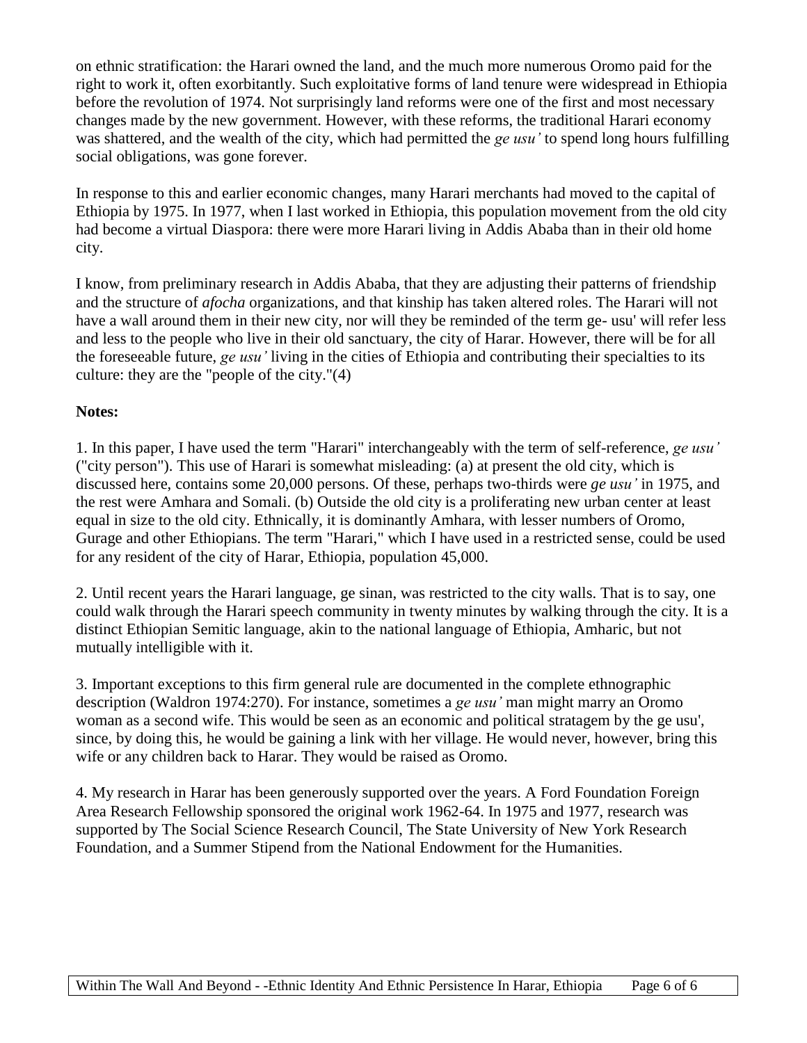on ethnic stratification: the Harari owned the land, and the much more numerous Oromo paid for the right to work it, often exorbitantly. Such exploitative forms of land tenure were widespread in Ethiopia before the revolution of 1974. Not surprisingly land reforms were one of the first and most necessary changes made by the new government. However, with these reforms, the traditional Harari economy was shattered, and the wealth of the city, which had permitted the *ge usu'* to spend long hours fulfilling social obligations, was gone forever.

In response to this and earlier economic changes, many Harari merchants had moved to the capital of Ethiopia by 1975. In 1977, when I last worked in Ethiopia, this population movement from the old city had become a virtual Diaspora: there were more Harari living in Addis Ababa than in their old home city.

I know, from preliminary research in Addis Ababa, that they are adjusting their patterns of friendship and the structure of *afocha* organizations, and that kinship has taken altered roles. The Harari will not have a wall around them in their new city, nor will they be reminded of the term ge- usu' will refer less and less to the people who live in their old sanctuary, the city of Harar. However, there will be for all the foreseeable future, *ge usu'* living in the cities of Ethiopia and contributing their specialties to its culture: they are the "people of the city."(4)

**Notes:**

1. In this paper, I have used the term "Harari" interchangeably with the term of self-reference, *ge usu'* ("city person"). This use of Harari is somewhat misleading: (a) at present the old city, which is discussed here, contains some 20,000 persons. Of these, perhaps two-thirds were *ge usu'* in 1975, and the rest were Amhara and Somali. (b) Outside the old city is a proliferating new urban center at least equal in size to the old city. Ethnically, it is dominantly Amhara, with lesser numbers of Oromo, Gurage and other Ethiopians. The term "Harari," which I have used in a restricted sense, could be used for any resident of the city of Harar, Ethiopia, population 45,000.

2. Until recent years the Harari language, ge sinan, was restricted to the city walls. That is to say, one could walk through the Harari speech community in twenty minutes by walking through the city. It is a distinct Ethiopian Semitic language, akin to the national language of Ethiopia, Amharic, but not mutually intelligible with it.

3. Important exceptions to this firm general rule are documented in the complete ethnographic description (Waldron 1974:270). For instance, sometimes a *ge usu'* man might marry an Oromo woman as a second wife. This would be seen as an economic and political stratagem by the ge usu', since, by doing this, he would be gaining a link with her village. He would never, however, bring this wife or any children back to Harar. They would be raised as Oromo.

4. My research in Harar has been generously supported over the years. A Ford Foundation Foreign Area Research Fellowship sponsored the original work 1962-64. In 1975 and 1977, research was supported by The Social Science Research Council, The State University of New York Research Foundation, and a Summer Stipend from the National Endowment for the Humanities.